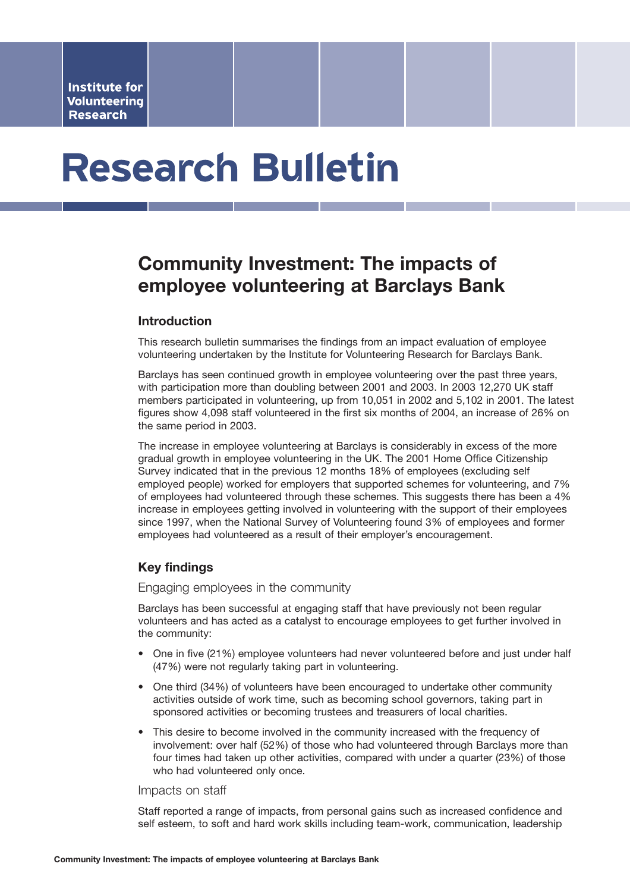Institute for Volunteering Research

# Research Bulletin

## Community Investment: The impacts of employee volunteering at Barclays Bank

### Introduction

This research bulletin summarises the findings from an impact evaluation of employee volunteering undertaken by the Institute for Volunteering Research for Barclays Bank.

Barclays has seen continued growth in employee volunteering over the past three years, with participation more than doubling between 2001 and 2003. In 2003 12,270 UK staff members participated in volunteering, up from 10,051 in 2002 and 5,102 in 2001. The latest figures show 4,098 staff volunteered in the first six months of 2004, an increase of 26% on the same period in 2003.

The increase in employee volunteering at Barclays is considerably in excess of the more gradual growth in employee volunteering in the UK. The 2001 Home Office Citizenship Survey indicated that in the previous 12 months 18% of employees (excluding self employed people) worked for employers that supported schemes for volunteering, and 7% of employees had volunteered through these schemes. This suggests there has been a 4% increase in employees getting involved in volunteering with the support of their employees since 1997, when the National Survey of Volunteering found 3% of employees and former employees had volunteered as a result of their employer's encouragement.

### Key findings

#### Engaging employees in the community

Barclays has been successful at engaging staff that have previously not been regular volunteers and has acted as a catalyst to encourage employees to get further involved in the community:

- One in five (21%) employee volunteers had never volunteered before and just under half (47%) were not regularly taking part in volunteering.
- One third (34%) of volunteers have been encouraged to undertake other community activities outside of work time, such as becoming school governors, taking part in sponsored activities or becoming trustees and treasurers of local charities.
- This desire to become involved in the community increased with the frequency of involvement: over half (52%) of those who had volunteered through Barclays more than four times had taken up other activities, compared with under a quarter (23%) of those who had volunteered only once.

#### Impacts on staff

Staff reported a range of impacts, from personal gains such as increased confidence and self esteem, to soft and hard work skills including team-work, communication, leadership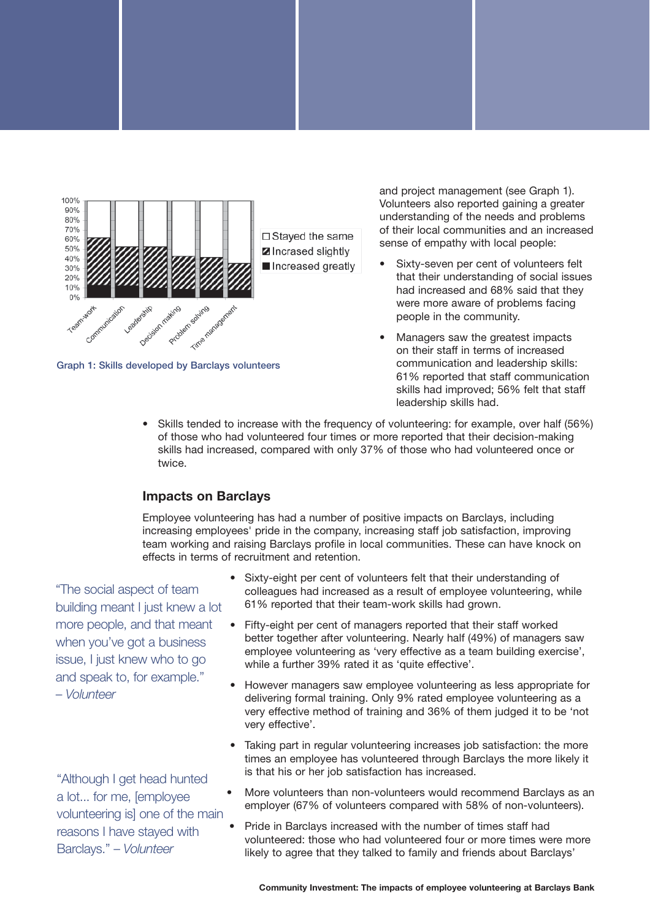Graph 1: Skills developed by Barclays volunteers

and project management (see Graph 1). Volunteers also reported gaining a greater understanding of the needs and problems of their local communities and an increased sense of empathy with local people:

- Sixty-seven per cent of volunteers felt that their understanding of social issues had increased and 68% said that they were more aware of problems facing people in the community.
- Managers saw the greatest impacts on their staff in terms of increased communication and leadership skills: 61% reported that staff communication skills had improved; 56% felt that staff leadership skills had.
- Skills tended to increase with the frequency of volunteering: for example, over half (56%) of those who had volunteered four times or more reported that their decision-making skills had increased, compared with only 37% of those who had volunteered once or twice.

## Impacts on Barclays

Employee volunteering has had a number of positive impacts on Barclays, including increasing employees' pride in the company, increasing staff job satisfaction, improving team working and raising Barclays profile in local communities. These can have knock on effects in terms of recruitment and retention.

"The social aspect of team building meant I just knew a lot more people, and that meant when you've got a business issue, I just knew who to go and speak to, for example." – *Volunteer*

- Sixty-eight per cent of volunteers felt that their understanding of colleagues had increased as a result of employee volunteering, while 61% reported that their team-work skills had grown.
- Fifty-eight per cent of managers reported that their staff worked better together after volunteering. Nearly half (49%) of managers saw employee volunteering as 'very effective as a team building exercise', while a further 39% rated it as 'quite effective'.
- However managers saw employee volunteering as less appropriate for delivering formal training. Only 9% rated employee volunteering as a very effective method of training and 36% of them judged it to be 'not very effective'.
- Taking part in regular volunteering increases job satisfaction: the more times an employee has volunteered through Barclays the more likely it is that his or her job satisfaction has increased.
- More volunteers than non-volunteers would recommend Barclays as an employer (67% of volunteers compared with 58% of non-volunteers).
- Pride in Barclays increased with the number of times staff had volunteered: those who had volunteered four or more times were more likely to agree that they talked to family and friends about Barclays'

"Although I get head hunted a lot... for me, [employee volunteering is] one of the main reasons I have stayed with Barclays." – *Volunteer*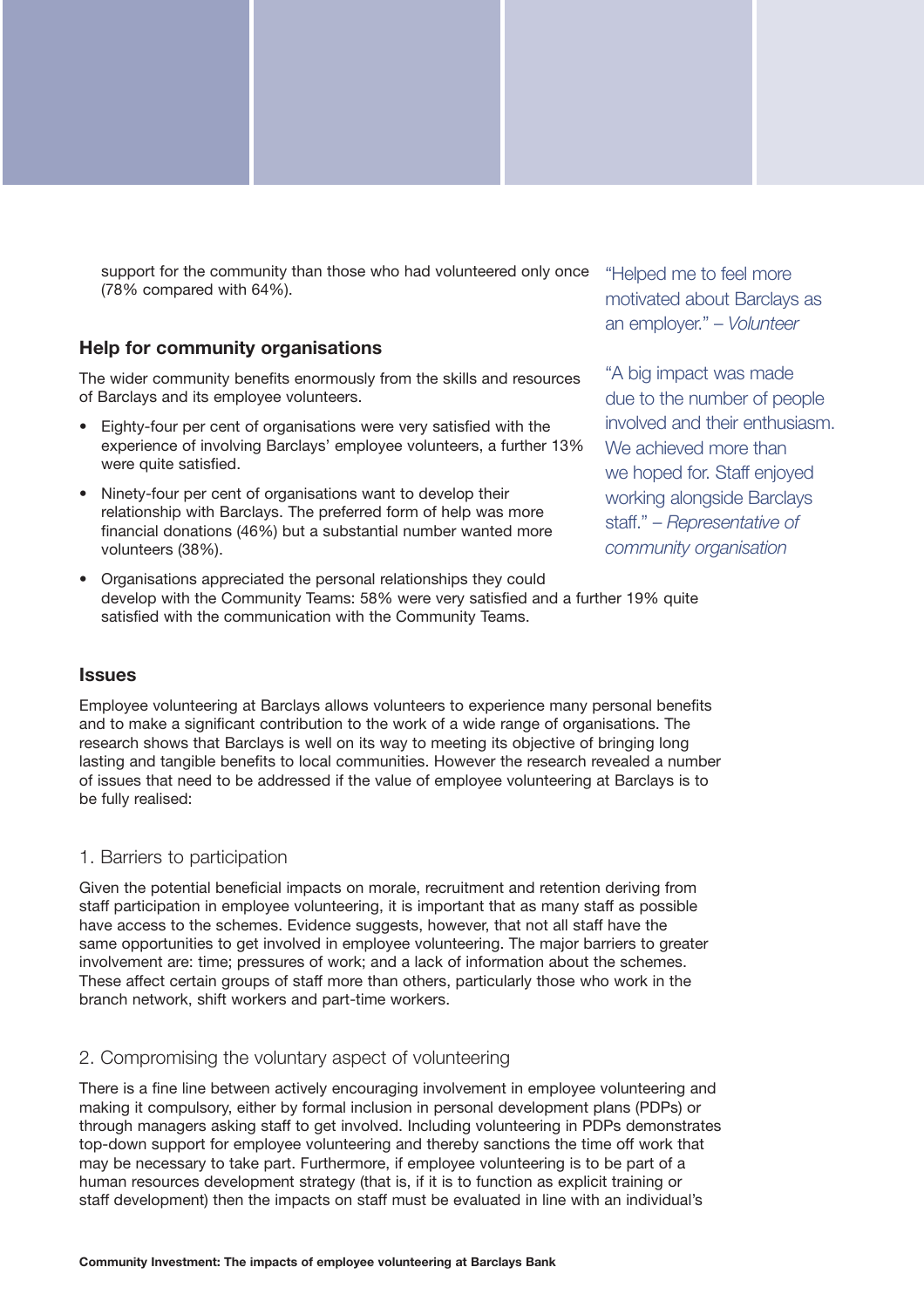support for the community than those who had volunteered only once (78% compared with 64%).

## Help for community organisations

The wider community benefits enormously from the skills and resources of Barclays and its employee volunteers.

- Eighty-four per cent of organisations were very satisfied with the experience of involving Barclays' employee volunteers, a further 13% were quite satisfied.
- Ninety-four per cent of organisations want to develop their relationship with Barclays. The preferred form of help was more financial donations (46%) but a substantial number wanted more volunteers (38%).
- Organisations appreciated the personal relationships they could develop with the Community Teams: 58% were very satisfied and a further 19% quite satisfied with the communication with the Community Teams.

"Helped me to feel more motivated about Barclays as an employer." – *Volunteer*

"A big impact was made due to the number of people involved and their enthusiasm. We achieved more than we hoped for. Staff enjoyed working alongside Barclays staff." – *Representative of community organisation*

## Issues

Employee volunteering at Barclays allows volunteers to experience many personal benefits and to make a significant contribution to the work of a wide range of organisations. The research shows that Barclays is well on its way to meeting its objective of bringing long lasting and tangible benefits to local communities. However the research revealed a number of issues that need to be addressed if the value of employee volunteering at Barclays is to be fully realised:

### 1. Barriers to participation

Given the potential beneficial impacts on morale, recruitment and retention deriving from staff participation in employee volunteering, it is important that as many staff as possible have access to the schemes. Evidence suggests, however, that not all staff have the same opportunities to get involved in employee volunteering. The major barriers to greater involvement are: time; pressures of work; and a lack of information about the schemes. These affect certain groups of staff more than others, particularly those who work in the branch network, shift workers and part-time workers.

### 2. Compromising the voluntary aspect of volunteering

There is a fine line between actively encouraging involvement in employee volunteering and making it compulsory, either by formal inclusion in personal development plans (PDPs) or through managers asking staff to get involved. Including volunteering in PDPs demonstrates top-down support for employee volunteering and thereby sanctions the time off work that may be necessary to take part. Furthermore, if employee volunteering is to be part of a human resources development strategy (that is, if it is to function as explicit training or staff development) then the impacts on staff must be evaluated in line with an individual's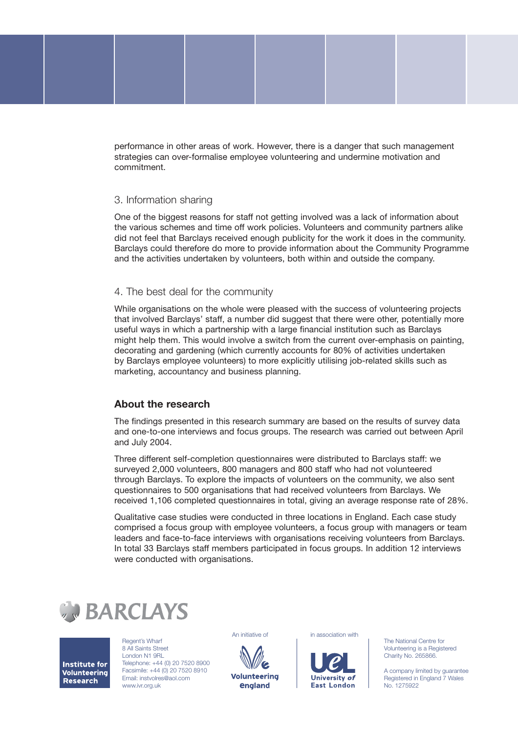performance in other areas of work. However, there is a danger that such management strategies can over-formalise employee volunteering and undermine motivation and commitment.

### 3. Information sharing

One of the biggest reasons for staff not getting involved was a lack of information about the various schemes and time off work policies. Volunteers and community partners alike did not feel that Barclays received enough publicity for the work it does in the community. Barclays could therefore do more to provide information about the Community Programme and the activities undertaken by volunteers, both within and outside the company.

### 4. The best deal for the community

While organisations on the whole were pleased with the success of volunteering projects that involved Barclays' staff, a number did suggest that there were other, potentially more useful ways in which a partnership with a large financial institution such as Barclays might help them. This would involve a switch from the current over-emphasis on painting, decorating and gardening (which currently accounts for 80% of activities undertaken by Barclays employee volunteers) to more explicitly utilising job-related skills such as marketing, accountancy and business planning.

## About the research

The findings presented in this research summary are based on the results of survey data and one-to-one interviews and focus groups. The research was carried out between April and July 2004.

Three different self-completion questionnaires were distributed to Barclays staff: we surveyed 2,000 volunteers, 800 managers and 800 staff who had not volunteered through Barclays. To explore the impacts of volunteers on the community, we also sent questionnaires to 500 organisations that had received volunteers from Barclays. We received 1,106 completed questionnaires in total, giving an average response rate of 28%.

Qualitative case studies were conducted in three locations in England. Each case study comprised a focus group with employee volunteers, a focus group with managers or team leaders and face-to-face interviews with organisations receiving volunteers from Barclays. In total 33 Barclays staff members participated in focus groups. In addition 12 interviews were conducted with organisations.

BARCLAYS

Institute for Volunteering Research

Regent's Wharf
8 All Saints Street
London N1 9RL
Telephone: +44 (0) 20 7520 8900
Facsimile: +44 (0) 20 7520 8910
Email: instvolres@aol.com
www.ivr.org.uk

An initiative of

Volunteering England

in association with

University of East London

The National Centre for Volunteering is a Registered Charity No. 265866.

A company limited by guarantee Registered in England 7 Wales No. 1275922